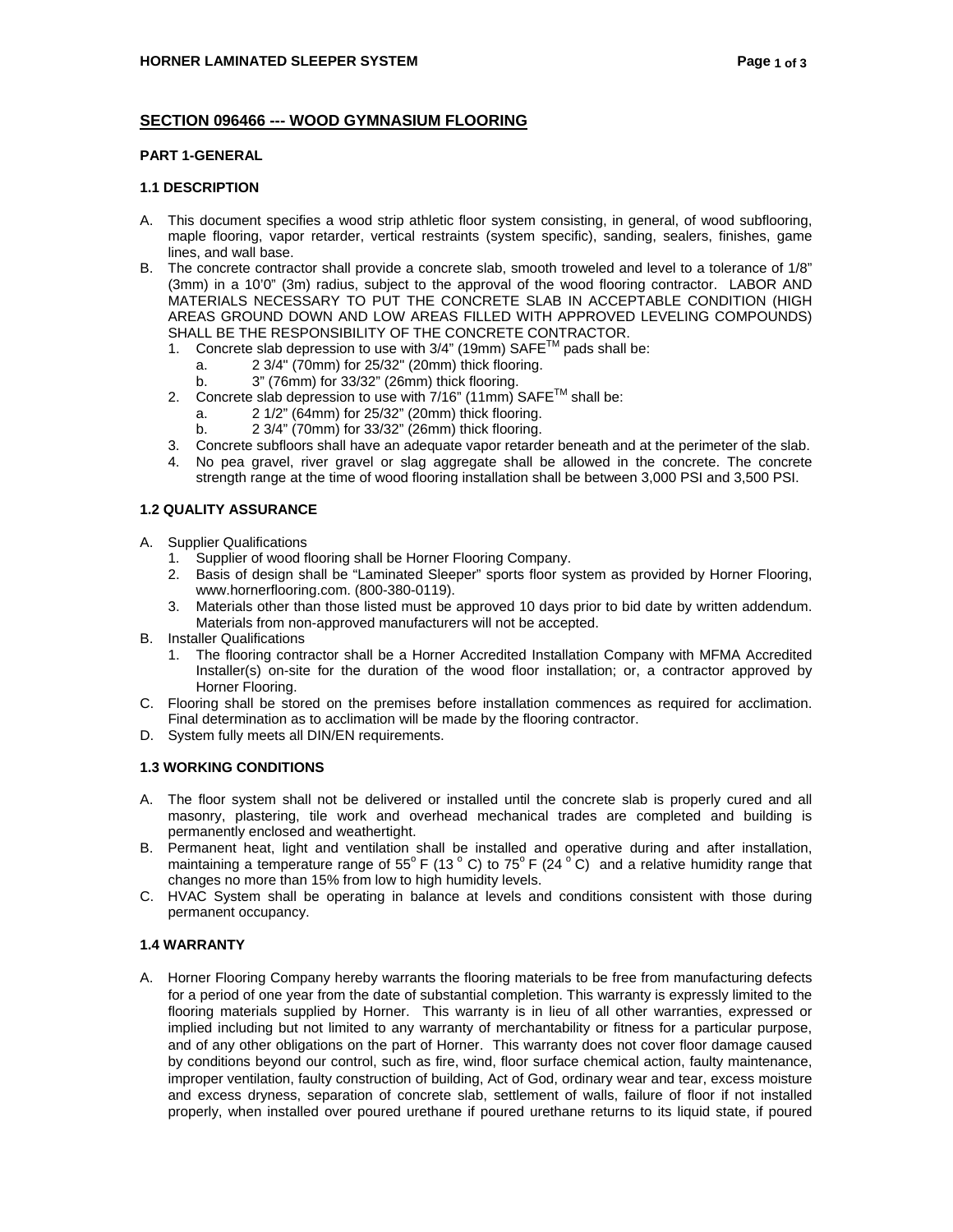## SECTION 096466 --- WOOD GYMNASIUM FLOORING

### PART 1-GENERAL

#### 1.1 DESCRIPTION

A. This document specifies a wood strip athletic floor system consisting, in general, of wood subflooring, maple flooring, vapor retarder, vertical restraints (system specific), sanding, sealers, finishes, game lines, and wall base.

B. The concrete contractor shall provide a concrete slab, smooth troweled and level to a tolerance of 1/8" (3mm) in a 10'0" (3m) radius, subject to the approval of the wood flooring contractor. LABOR AND MATERIALS NECESSARY TO PUT THE CONCRETE SLAB IN ACCEPTABLE CONDITION (HIGH AREAS GROUND DOWN AND LOW AREAS FILLED WITH APPROVED LEVELING COMPOUNDS) SHALL BE THE RESPONSIBILITY OF THE CONCRETE CONTRACTOR.
   1. Concrete slab depression to use with 3/4" (19mm) SAFE™ pads shall be:
      a. 2 3/4" (70mm) for 25/32" (20mm) thick flooring.
      b. 3" (76mm) for 33/32" (26mm) thick flooring.
   2. Concrete slab depression to use with 7/16" (11mm) SAFE™ shall be:
      a. 2 1/2" (64mm) for 25/32" (20mm) thick flooring.
      b. 2 3/4" (70mm) for 33/32" (26mm) thick flooring.
   3. Concrete subfloors shall have an adequate vapor retarder beneath and at the perimeter of the slab.
   4. No pea gravel, river gravel or slag aggregate shall be allowed in the concrete. The concrete strength range at the time of wood flooring installation shall be between 3,000 PSI and 3,500 PSI.

#### 1.2 QUALITY ASSURANCE

A. Supplier Qualifications
   1. Supplier of wood flooring shall be Horner Flooring Company.
   2. Basis of design shall be "Laminated Sleeper" sports floor system as provided by Horner Flooring, www.hornerflooring.com. (800-380-0119).
   3. Materials other than those listed must be approved 10 days prior to bid date by written addendum. Materials from non-approved manufacturers will not be accepted.

B. Installer Qualifications
   1. The flooring contractor shall be a Horner Accredited Installation Company with MFMA Accredited Installer(s) on-site for the duration of the wood floor installation; or, a contractor approved by Horner Flooring.

C. Flooring shall be stored on the premises before installation commences as required for acclimation. Final determination as to acclimation will be made by the flooring contractor.

D. System fully meets all DIN/EN requirements.

#### 1.3 WORKING CONDITIONS

A. The floor system shall not be delivered or installed until the concrete slab is properly cured and all masonry, plastering, tile work and overhead mechanical trades are completed and building is permanently enclosed and weathertight.

B. Permanent heat, light and ventilation shall be installed and operative during and after installation, maintaining a temperature range of 55° F (13 ° C) to 75° F (24 ° C) and a relative humidity range that changes no more than 15% from low to high humidity levels.

C. HVAC System shall be operating in balance at levels and conditions consistent with those during permanent occupancy.

#### 1.4 WARRANTY

A. Horner Flooring Company hereby warrants the flooring materials to be free from manufacturing defects for a period of one year from the date of substantial completion. This warranty is expressly limited to the flooring materials supplied by Horner. This warranty is in lieu of all other warranties, expressed or implied including but not limited to any warranty of merchantability or fitness for a particular purpose, and of any other obligations on the part of Horner. This warranty does not cover floor damage caused by conditions beyond our control, such as fire, wind, floor surface chemical action, faulty maintenance, improper ventilation, faulty construction of building, Act of God, ordinary wear and tear, excess moisture and excess dryness, separation of concrete slab, settlement of walls, failure of floor if not installed properly, when installed over poured urethane if poured urethane returns to its liquid state, if poured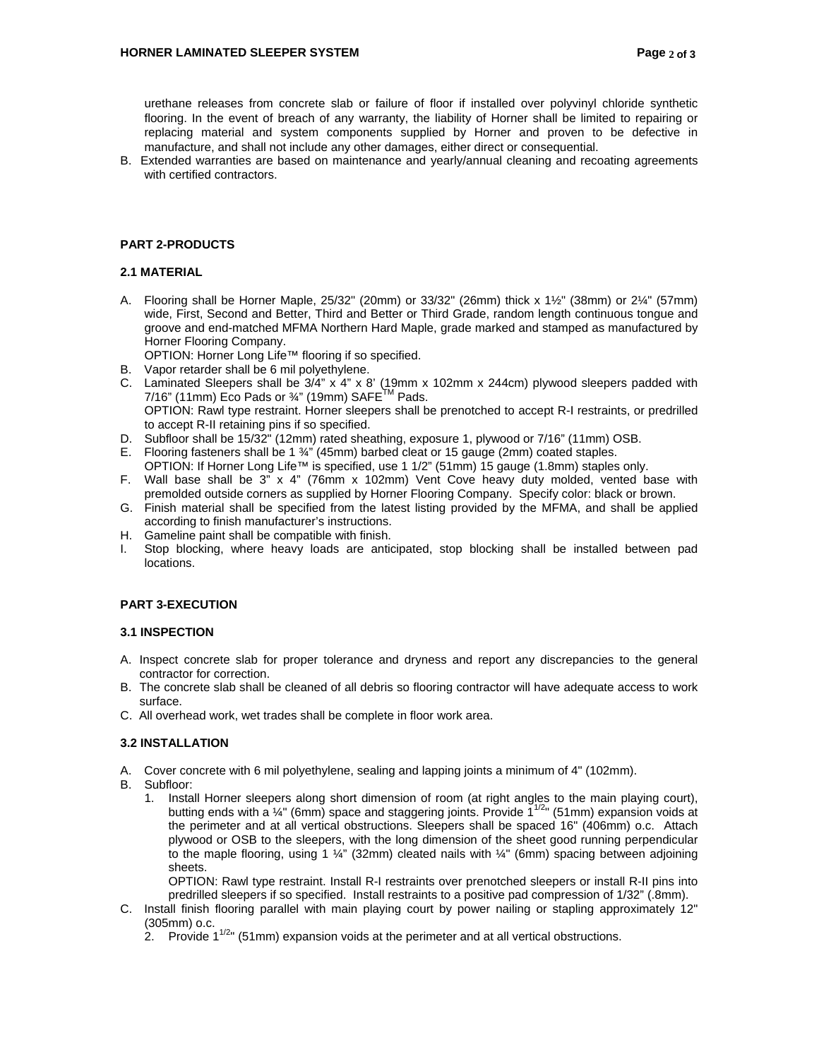urethane releases from concrete slab or failure of floor if installed over polyvinyl chloride synthetic flooring. In the event of breach of any warranty, the liability of Horner shall be limited to repairing or replacing material and system components supplied by Horner and proven to be defective in manufacture, and shall not include any other damages, either direct or consequential.

B. Extended warranties are based on maintenance and yearly/annual cleaning and recoating agreements with certified contractors.

## PART 2-PRODUCTS

### 2.1 MATERIAL

A. Flooring shall be Horner Maple, 25/32" (20mm) or 33/32" (26mm) thick x 1½" (38mm) or 2¼" (57mm) wide, First, Second and Better, Third and Better or Third Grade, random length continuous tongue and groove and end-matched MFMA Northern Hard Maple, grade marked and stamped as manufactured by Horner Flooring Company.
   OPTION: Horner Long Life™ flooring if so specified.

B. Vapor retarder shall be 6 mil polyethylene.

C. Laminated Sleepers shall be 3/4" x 4" x 8' (19mm x 102mm x 244cm) plywood sleepers padded with 7/16" (11mm) Eco Pads or ¾" (19mm) SAFE™ Pads.
   OPTION: Rawl type restraint. Horner sleepers shall be prenotched to accept R-I restraints, or predrilled to accept R-II retaining pins if so specified.

D. Subfloor shall be 15/32" (12mm) rated sheathing, exposure 1, plywood or 7/16" (11mm) OSB.

E. Flooring fasteners shall be 1 ¾" (45mm) barbed cleat or 15 gauge (2mm) coated staples.
   OPTION: If Horner Long Life™ is specified, use 1 1/2" (51mm) 15 gauge (1.8mm) staples only.

F. Wall base shall be 3" x 4" (76mm x 102mm) Vent Cove heavy duty molded, vented base with premolded outside corners as supplied by Horner Flooring Company. Specify color: black or brown.

G. Finish material shall be specified from the latest listing provided by the MFMA, and shall be applied according to finish manufacturer's instructions.

H. Gameline paint shall be compatible with finish.

I. Stop blocking, where heavy loads are anticipated, stop blocking shall be installed between pad locations.

## PART 3-EXECUTION

### 3.1 INSPECTION

A. Inspect concrete slab for proper tolerance and dryness and report any discrepancies to the general contractor for correction.

B. The concrete slab shall be cleaned of all debris so flooring contractor will have adequate access to work surface.

C. All overhead work, wet trades shall be complete in floor work area.

### 3.2 INSTALLATION

A. Cover concrete with 6 mil polyethylene, sealing and lapping joints a minimum of 4" (102mm).

B. Subfloor:
   1. Install Horner sleepers along short dimension of room (at right angles to the main playing court), butting ends with a ¼" (6mm) space and staggering joints. Provide 1 1/2" (51mm) expansion voids at the perimeter and at all vertical obstructions. Sleepers shall be spaced 16" (406mm) o.c. Attach plywood or OSB to the sleepers, with the long dimension of the sheet good running perpendicular to the maple flooring, using 1 ¼" (32mm) cleated nails with ¼" (6mm) spacing between adjoining sheets.
      OPTION: Rawl type restraint. Install R-I restraints over prenotched sleepers or install R-II pins into predrilled sleepers if so specified. Install restraints to a positive pad compression of 1/32" (.8mm).

C. Install finish flooring parallel with main playing court by power nailing or stapling approximately 12" (305mm) o.c.
   2. Provide 1 1/2" (51mm) expansion voids at the perimeter and at all vertical obstructions.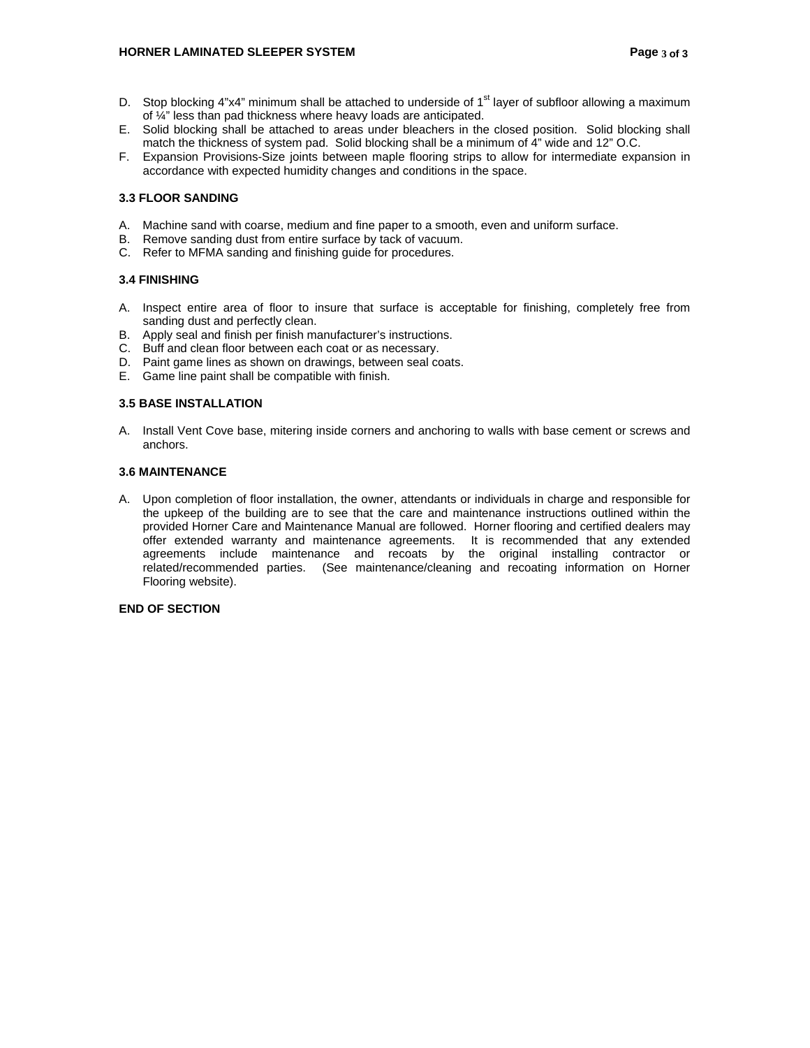D. Stop blocking 4"x4" minimum shall be attached to underside of 1st layer of subfloor allowing a maximum of ¼" less than pad thickness where heavy loads are anticipated.
E. Solid blocking shall be attached to areas under bleachers in the closed position. Solid blocking shall match the thickness of system pad. Solid blocking shall be a minimum of 4" wide and 12" O.C.
F. Expansion Provisions-Size joints between maple flooring strips to allow for intermediate expansion in accordance with expected humidity changes and conditions in the space.

**3.3 FLOOR SANDING**

A. Machine sand with coarse, medium and fine paper to a smooth, even and uniform surface.
B. Remove sanding dust from entire surface by tack of vacuum.
C. Refer to MFMA sanding and finishing guide for procedures.

**3.4 FINISHING**

A. Inspect entire area of floor to insure that surface is acceptable for finishing, completely free from sanding dust and perfectly clean.
B. Apply seal and finish per finish manufacturer's instructions.
C. Buff and clean floor between each coat or as necessary.
D. Paint game lines as shown on drawings, between seal coats.
E. Game line paint shall be compatible with finish.

**3.5 BASE INSTALLATION**

A. Install Vent Cove base, mitering inside corners and anchoring to walls with base cement or screws and anchors.

**3.6 MAINTENANCE**

A. Upon completion of floor installation, the owner, attendants or individuals in charge and responsible for the upkeep of the building are to see that the care and maintenance instructions outlined within the provided Horner Care and Maintenance Manual are followed. Horner flooring and certified dealers may offer extended warranty and maintenance agreements. It is recommended that any extended agreements include maintenance and recoats by the original installing contractor or related/recommended parties. (See maintenance/cleaning and recoating information on Horner Flooring website).

**END OF SECTION**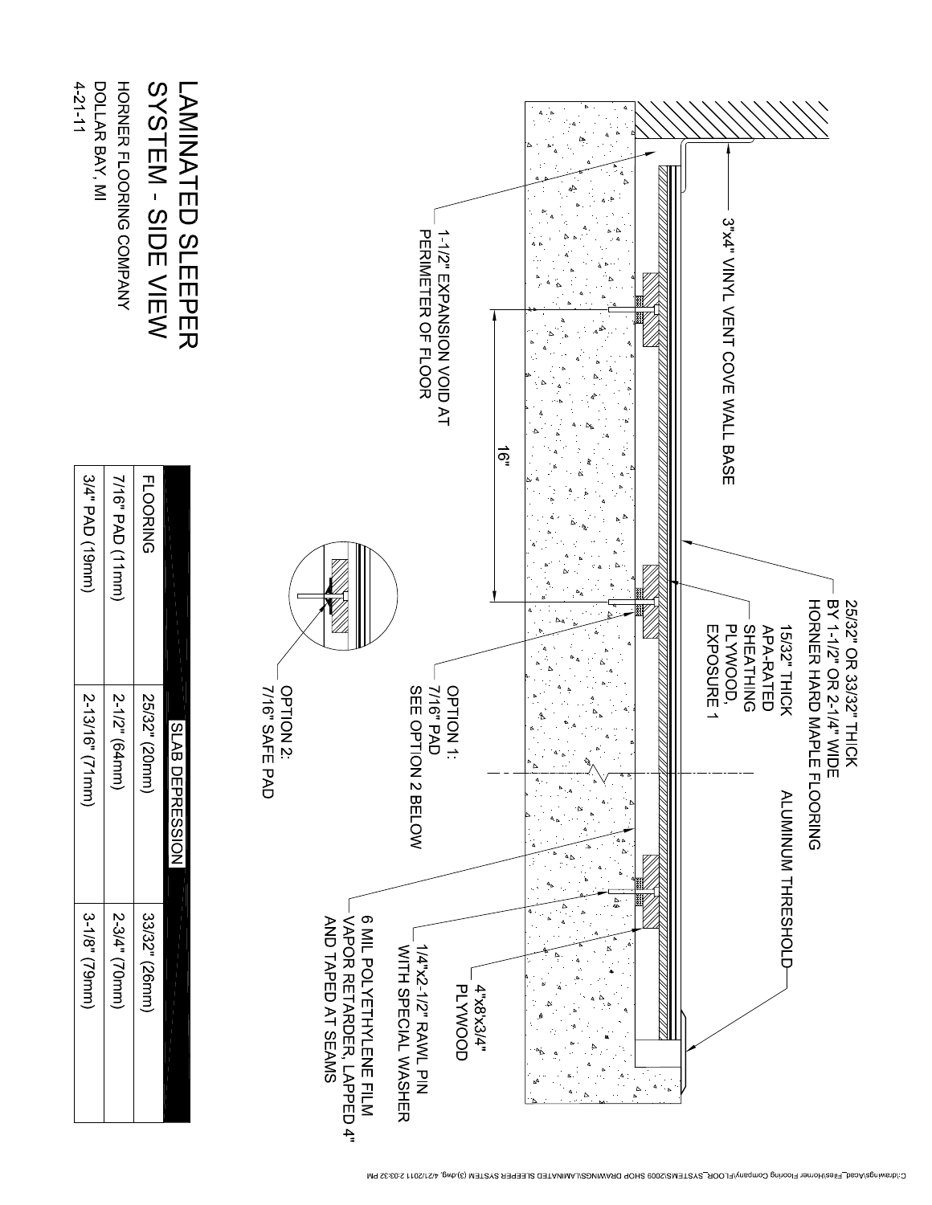# LAMINATED SLEEPER SYSTEM - SIDE VIEW

HORNER FLOORING COMPANY
DOLLAR BAY, MI
4-21-11

3"x4" VINYL VENT COVE WALL BASE

25/32" OR 33/32" THICK BY 1-1/2" OR 2-1/4" WIDE HORNER HARD MAPLE FLOORING

ALUMINUM THRESHOLD

15/32" THICK APA-RATED SHEATHING PLYWOOD, EXPOSURE 1

1-1/2" EXPANSION VOID AT PERIMETER OF FLOOR

16"

OPTION 1: 7/16" PAD SEE OPTION 2 BELOW

OPTION 2: 7/16" SAFE PAD

4"x8"x3/4" PLYWOOD

1/4"x2-1/2" RAWL PIN WITH SPECIAL WASHER

6 MIL POLYETHYLENE FILM VAPOR RETARDER, LAPPED 4" AND TAPED AT SEAMS

| | SLAB DEPRESSION | |
|---|---|---|
| FLOORING | 25/32" (20mm) | 33/32" (26mm) |
| 7/16" PAD (11mm) | 2-1/2" (64mm) | 2-3/4" (70mm) |
| 3/4" PAD (19mm) | 2-13/16" (71mm) | 3-1/8" (79mm) |

C:\drawings\Acad_Files\Horner Flooring Company\FLOOR_SYSTEMS\2009 SHOP DRAWINGS\LAMINATED SLEEPER SYSTEM (3).dwg, 4/21/2011 2:03:32 PM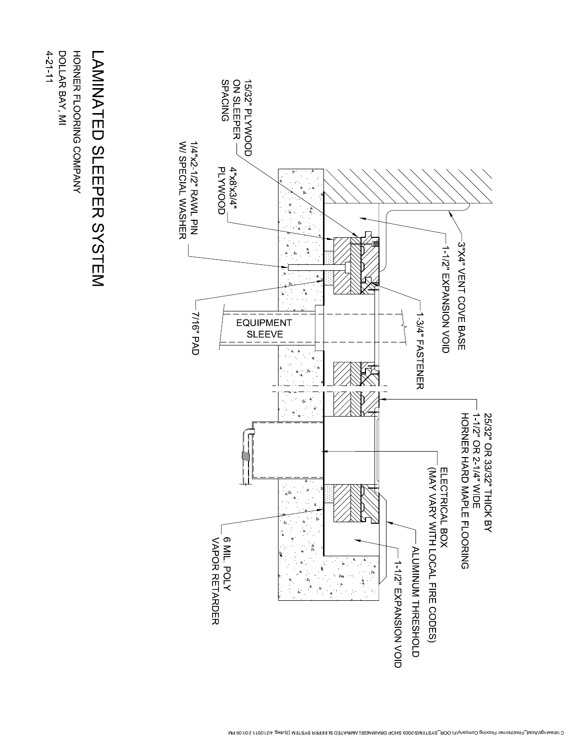# LAMINATED SLEEPER SYSTEM

HORNER FLOORING COMPANY
DOLLAR BAY, MI
4-21-11

15/32" PLYWOOD ON SLEEPER SPACING

4"x8'x3/4" PLYWOOD

1/4"x2-1/2" RAWL PIN W/ SPECIAL WASHER

7/16" PAD

EQUIPMENT SLEEVE

3"X4" VENT COVE BASE

1-1/2" EXPANSION VOID

1-3/4" FASTENER

25/32" OR 33/32" THICK BY 1-1/2" OR 2-1/4" WIDE HORNER HARD MAPLE FLOORING

ELECTRICAL BOX (MAY VARY WITH LOCAL FIRE CODES)

ALUMINUM THRESHOLD

1-1/2" EXPANSION VOID

6 MIL. POLY VAPOR RETARDER

C:\drawings\Acad_Files\Horner Flooring Company\FLOOR_SYSTEMS\2009 SHOP DRAWINGS\LAMINATED SLEEPER SYSTEM (3).dwg, 4/21/2011 2:01:09 PM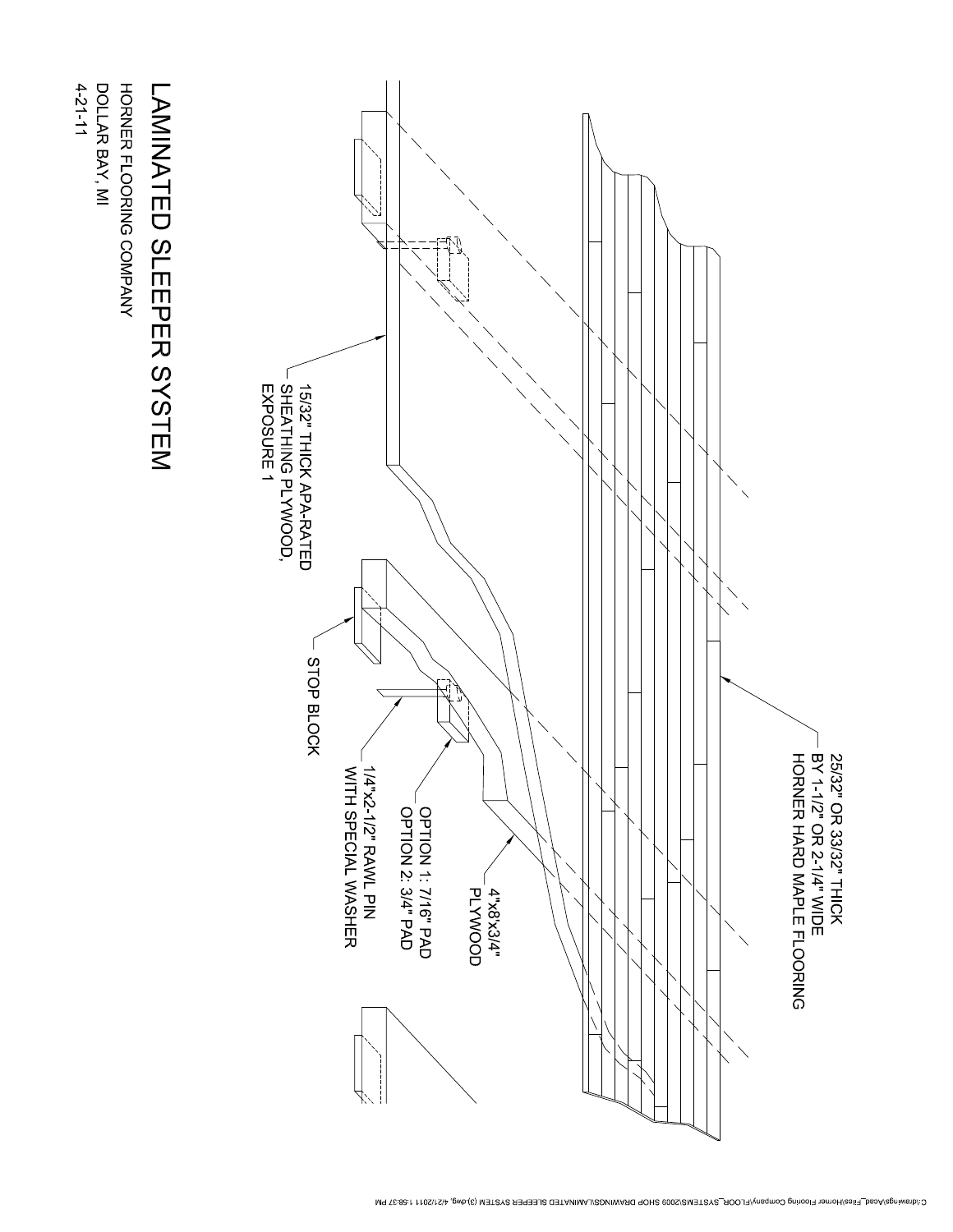# LAMINATED SLEEPER SYSTEM

HORNER FLOORING COMPANY
DOLLAR BAY, MI
4-21-11

25/32" OR 33/32" THICK
BY 1-1/2" OR 2-1/4" WIDE
HORNER HARD MAPLE FLOORING

15/32" THICK APA-RATED
SHEATHING PLYWOOD,
EXPOSURE 1

4"x8'x3/4"
PLYWOOD

STOP BLOCK

OPTION 1: 7/16" PAD
OPTION 2: 3/4" PAD

1/4"x2-1/2" RAWL PIN
WITH SPECIAL WASHER

C:\drawings\Acad_Files\Horner Flooring Company\FLOOR_SYSTEMS\2009 SHOP DRAWINGS\LAMINATED SLEEPER SYSTEM (3).dwg, 4/21/2011 1:58:37 PM